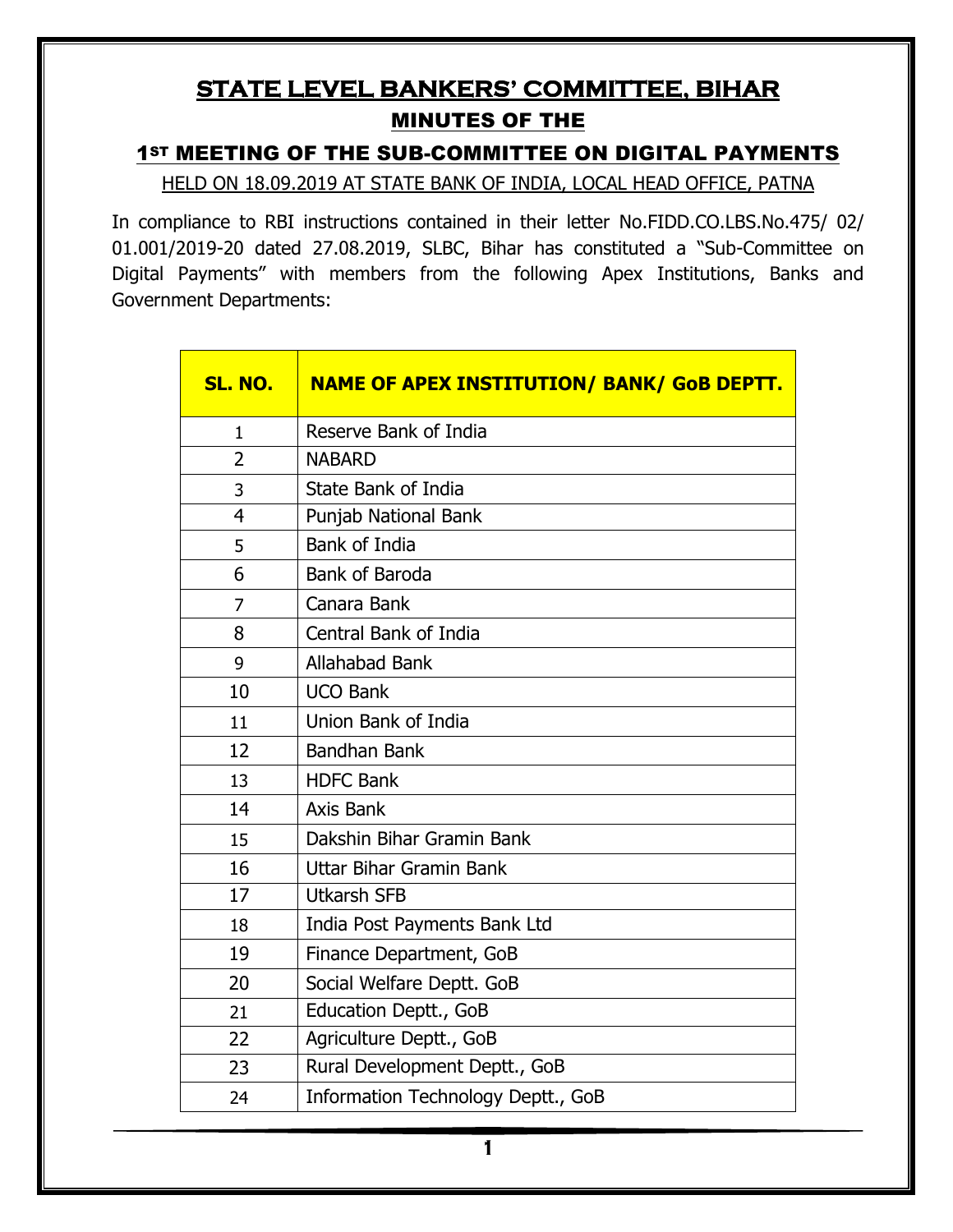# STATE LEVEL BANKERS' COMMITTEE, BIHAR

## MINUTES OF THE

## 1ST MEETING OF THE SUB-COMMITTEE ON DIGITAL PAYMENTS

HELD ON 18.09.2019 AT STATE BANK OF INDIA, LOCAL HEAD OFFICE, PATNA

In compliance to RBI instructions contained in their letter No.FIDD.CO.LBS.No.475/ 02/ 01.001/2019-20 dated 27.08.2019, SLBC, Bihar has constituted a "Sub-Committee on Digital Payments" with members from the following Apex Institutions, Banks and Government Departments:

| SL. NO. | NAME OF APEX INSTITUTION/ BANK/ GoB DEPTT. |
|---|---|
| 1 | Reserve Bank of India |
| 2 | NABARD |
| 3 | State Bank of India |
| 4 | Punjab National Bank |
| 5 | Bank of India |
| 6 | Bank of Baroda |
| 7 | Canara Bank |
| 8 | Central Bank of India |
| 9 | Allahabad Bank |
| 10 | UCO Bank |
| 11 | Union Bank of India |
| 12 | Bandhan Bank |
| 13 | HDFC Bank |
| 14 | Axis Bank |
| 15 | Dakshin Bihar Gramin Bank |
| 16 | Uttar Bihar Gramin Bank |
| 17 | Utkarsh SFB |
| 18 | India Post Payments Bank Ltd |
| 19 | Finance Department, GoB |
| 20 | Social Welfare Deptt. GoB |
| 21 | Education Deptt., GoB |
| 22 | Agriculture Deptt., GoB |
| 23 | Rural Development Deptt., GoB |
| 24 | Information Technology Deptt., GoB |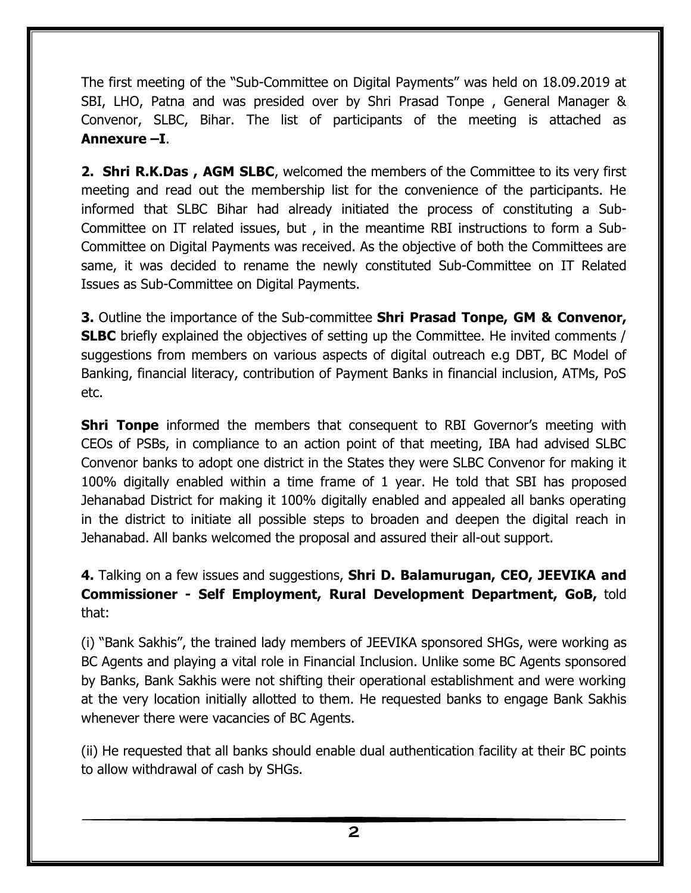The first meeting of the "Sub-Committee on Digital Payments" was held on 18.09.2019 at SBI, LHO, Patna and was presided over by Shri Prasad Tonpe , General Manager & Convenor, SLBC, Bihar. The list of participants of the meeting is attached as **Annexure –I**.

**2. Shri R.K.Das , AGM SLBC**, welcomed the members of the Committee to its very first meeting and read out the membership list for the convenience of the participants. He informed that SLBC Bihar had already initiated the process of constituting a Sub-Committee on IT related issues, but , in the meantime RBI instructions to form a Sub-Committee on Digital Payments was received. As the objective of both the Committees are same, it was decided to rename the newly constituted Sub-Committee on IT Related Issues as Sub-Committee on Digital Payments.

**3.** Outline the importance of the Sub-committee **Shri Prasad Tonpe, GM & Convenor, SLBC** briefly explained the objectives of setting up the Committee. He invited comments / suggestions from members on various aspects of digital outreach e.g DBT, BC Model of Banking, financial literacy, contribution of Payment Banks in financial inclusion, ATMs, PoS etc.

**Shri Tonpe** informed the members that consequent to RBI Governor's meeting with CEOs of PSBs, in compliance to an action point of that meeting, IBA had advised SLBC Convenor banks to adopt one district in the States they were SLBC Convenor for making it 100% digitally enabled within a time frame of 1 year. He told that SBI has proposed Jehanabad District for making it 100% digitally enabled and appealed all banks operating in the district to initiate all possible steps to broaden and deepen the digital reach in Jehanabad. All banks welcomed the proposal and assured their all-out support.

**4.** Talking on a few issues and suggestions, **Shri D. Balamurugan, CEO, JEEVIKA and Commissioner - Self Employment, Rural Development Department, GoB,** told that:

(i) "Bank Sakhis", the trained lady members of JEEVIKA sponsored SHGs, were working as BC Agents and playing a vital role in Financial Inclusion. Unlike some BC Agents sponsored by Banks, Bank Sakhis were not shifting their operational establishment and were working at the very location initially allotted to them. He requested banks to engage Bank Sakhis whenever there were vacancies of BC Agents.

(ii) He requested that all banks should enable dual authentication facility at their BC points to allow withdrawal of cash by SHGs.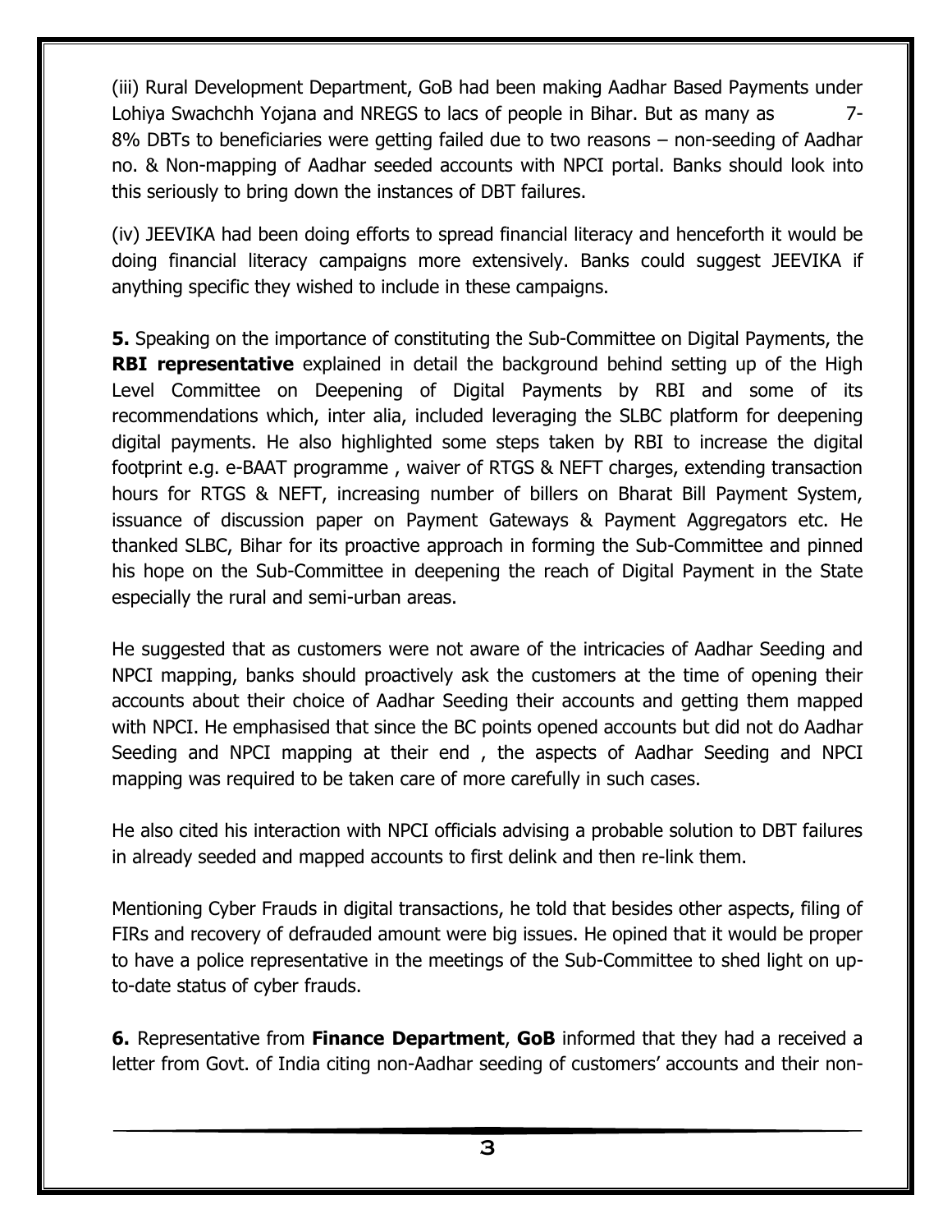(iii) Rural Development Department, GoB had been making Aadhar Based Payments under Lohiya Swachchh Yojana and NREGS to lacs of people in Bihar. But as many as 7-8% DBTs to beneficiaries were getting failed due to two reasons – non-seeding of Aadhar no. & Non-mapping of Aadhar seeded accounts with NPCI portal. Banks should look into this seriously to bring down the instances of DBT failures.

(iv) JEEVIKA had been doing efforts to spread financial literacy and henceforth it would be doing financial literacy campaigns more extensively. Banks could suggest JEEVIKA if anything specific they wished to include in these campaigns.

**5.** Speaking on the importance of constituting the Sub-Committee on Digital Payments, the **RBI representative** explained in detail the background behind setting up of the High Level Committee on Deepening of Digital Payments by RBI and some of its recommendations which, inter alia, included leveraging the SLBC platform for deepening digital payments. He also highlighted some steps taken by RBI to increase the digital footprint e.g. e-BAAT programme , waiver of RTGS & NEFT charges, extending transaction hours for RTGS & NEFT, increasing number of billers on Bharat Bill Payment System, issuance of discussion paper on Payment Gateways & Payment Aggregators etc. He thanked SLBC, Bihar for its proactive approach in forming the Sub-Committee and pinned his hope on the Sub-Committee in deepening the reach of Digital Payment in the State especially the rural and semi-urban areas.

He suggested that as customers were not aware of the intricacies of Aadhar Seeding and NPCI mapping, banks should proactively ask the customers at the time of opening their accounts about their choice of Aadhar Seeding their accounts and getting them mapped with NPCI. He emphasised that since the BC points opened accounts but did not do Aadhar Seeding and NPCI mapping at their end , the aspects of Aadhar Seeding and NPCI mapping was required to be taken care of more carefully in such cases.

He also cited his interaction with NPCI officials advising a probable solution to DBT failures in already seeded and mapped accounts to first delink and then re-link them.

Mentioning Cyber Frauds in digital transactions, he told that besides other aspects, filing of FIRs and recovery of defrauded amount were big issues. He opined that it would be proper to have a police representative in the meetings of the Sub-Committee to shed light on up-to-date status of cyber frauds.

**6.** Representative from **Finance Department**, **GoB** informed that they had a received a letter from Govt. of India citing non-Aadhar seeding of customers' accounts and their non-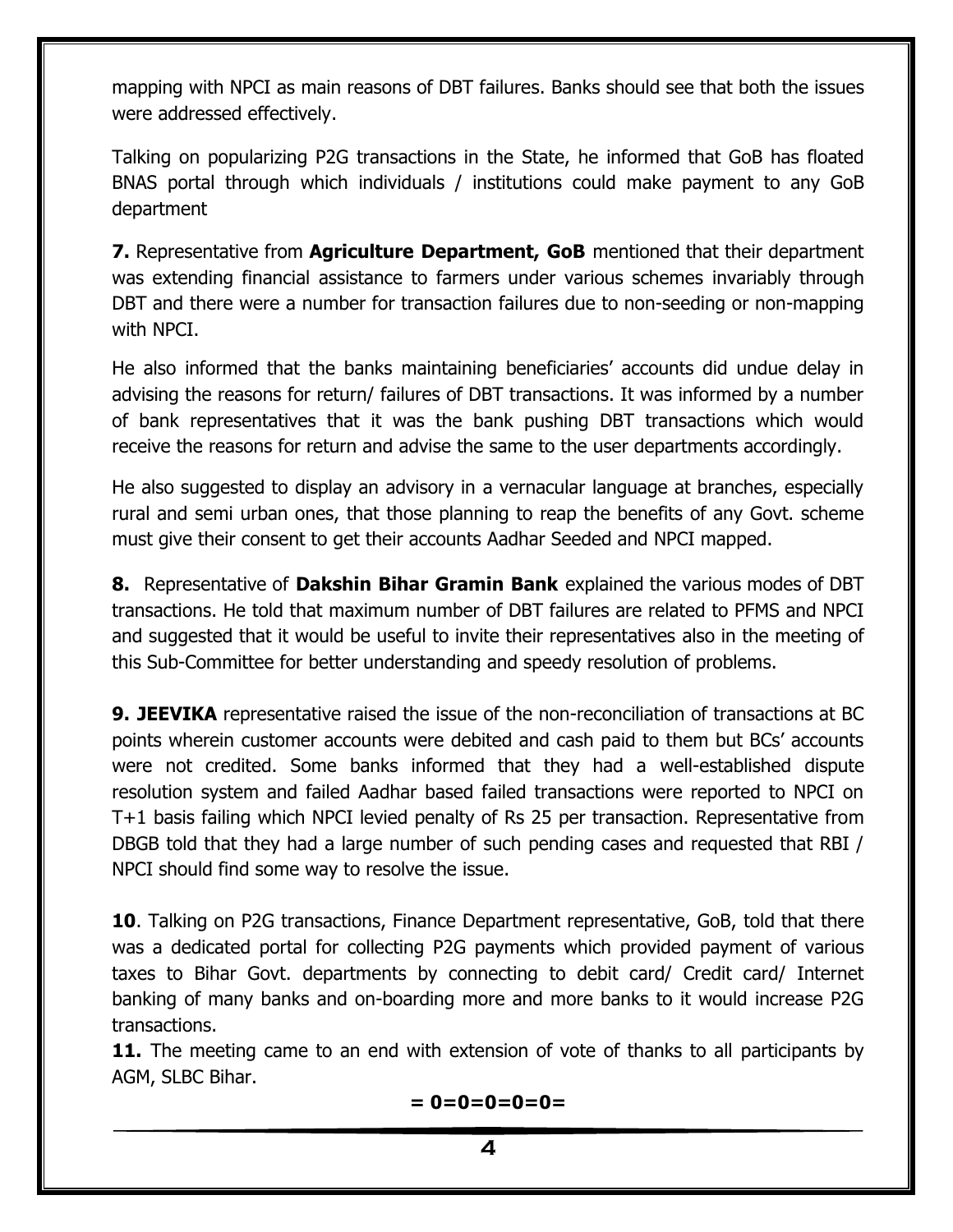mapping with NPCI as main reasons of DBT failures. Banks should see that both the issues were addressed effectively.

Talking on popularizing P2G transactions in the State, he informed that GoB has floated BNAS portal through which individuals / institutions could make payment to any GoB department

**7.** Representative from **Agriculture Department, GoB** mentioned that their department was extending financial assistance to farmers under various schemes invariably through DBT and there were a number for transaction failures due to non-seeding or non-mapping with NPCI.

He also informed that the banks maintaining beneficiaries' accounts did undue delay in advising the reasons for return/ failures of DBT transactions. It was informed by a number of bank representatives that it was the bank pushing DBT transactions which would receive the reasons for return and advise the same to the user departments accordingly.

He also suggested to display an advisory in a vernacular language at branches, especially rural and semi urban ones, that those planning to reap the benefits of any Govt. scheme must give their consent to get their accounts Aadhar Seeded and NPCI mapped.

**8.** Representative of **Dakshin Bihar Gramin Bank** explained the various modes of DBT transactions. He told that maximum number of DBT failures are related to PFMS and NPCI and suggested that it would be useful to invite their representatives also in the meeting of this Sub-Committee for better understanding and speedy resolution of problems.

**9. JEEVIKA** representative raised the issue of the non-reconciliation of transactions at BC points wherein customer accounts were debited and cash paid to them but BCs' accounts were not credited. Some banks informed that they had a well-established dispute resolution system and failed Aadhar based failed transactions were reported to NPCI on T+1 basis failing which NPCI levied penalty of Rs 25 per transaction. Representative from DBGB told that they had a large number of such pending cases and requested that RBI / NPCI should find some way to resolve the issue.

**10**. Talking on P2G transactions, Finance Department representative, GoB, told that there was a dedicated portal for collecting P2G payments which provided payment of various taxes to Bihar Govt. departments by connecting to debit card/ Credit card/ Internet banking of many banks and on-boarding more and more banks to it would increase P2G transactions.

**11.** The meeting came to an end with extension of vote of thanks to all participants by AGM, SLBC Bihar.

**= 0=0=0=0=0=**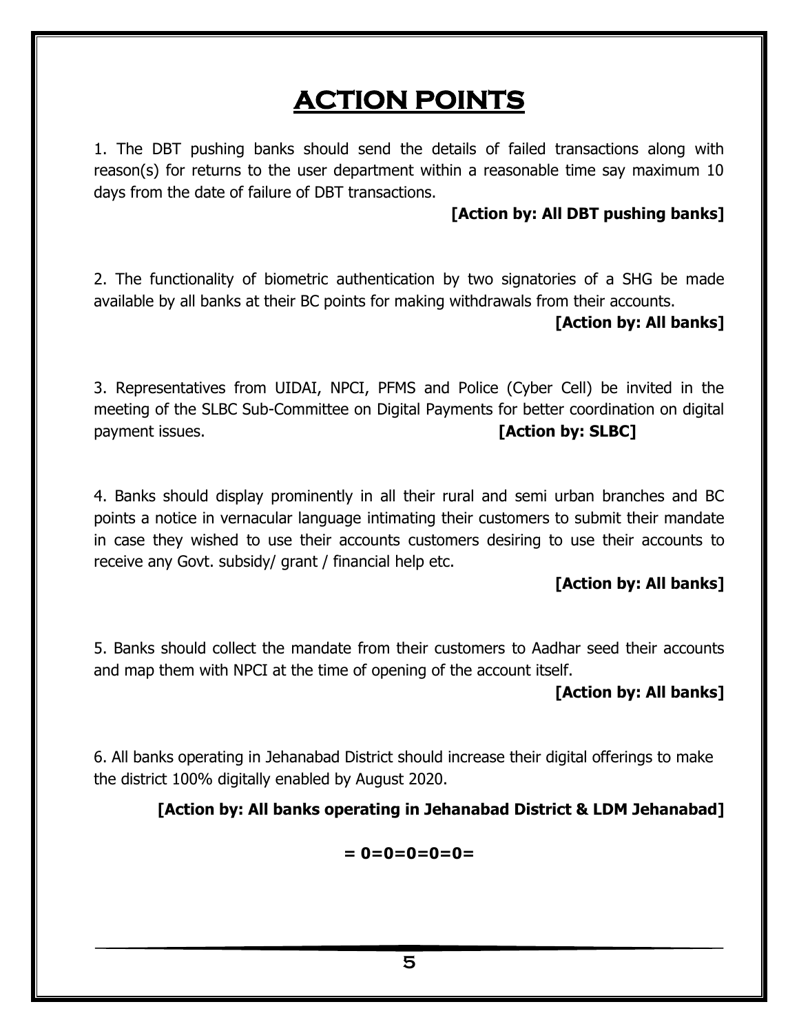# ACTION POINTS

1. The DBT pushing banks should send the details of failed transactions along with reason(s) for returns to the user department within a reasonable time say maximum 10 days from the date of failure of DBT transactions.

**[Action by: All DBT pushing banks]**

2. The functionality of biometric authentication by two signatories of a SHG be made available by all banks at their BC points for making withdrawals from their accounts.

**[Action by: All banks]**

3. Representatives from UIDAI, NPCI, PFMS and Police (Cyber Cell) be invited in the meeting of the SLBC Sub-Committee on Digital Payments for better coordination on digital payment issues. **[Action by: SLBC]**

4. Banks should display prominently in all their rural and semi urban branches and BC points a notice in vernacular language intimating their customers to submit their mandate in case they wished to use their accounts customers desiring to use their accounts to receive any Govt. subsidy/ grant / financial help etc.

**[Action by: All banks]**

5. Banks should collect the mandate from their customers to Aadhar seed their accounts and map them with NPCI at the time of opening of the account itself.

**[Action by: All banks]**

6. All banks operating in Jehanabad District should increase their digital offerings to make the district 100% digitally enabled by August 2020.

**[Action by: All banks operating in Jehanabad District & LDM Jehanabad]**

**= 0=0=0=0=0=**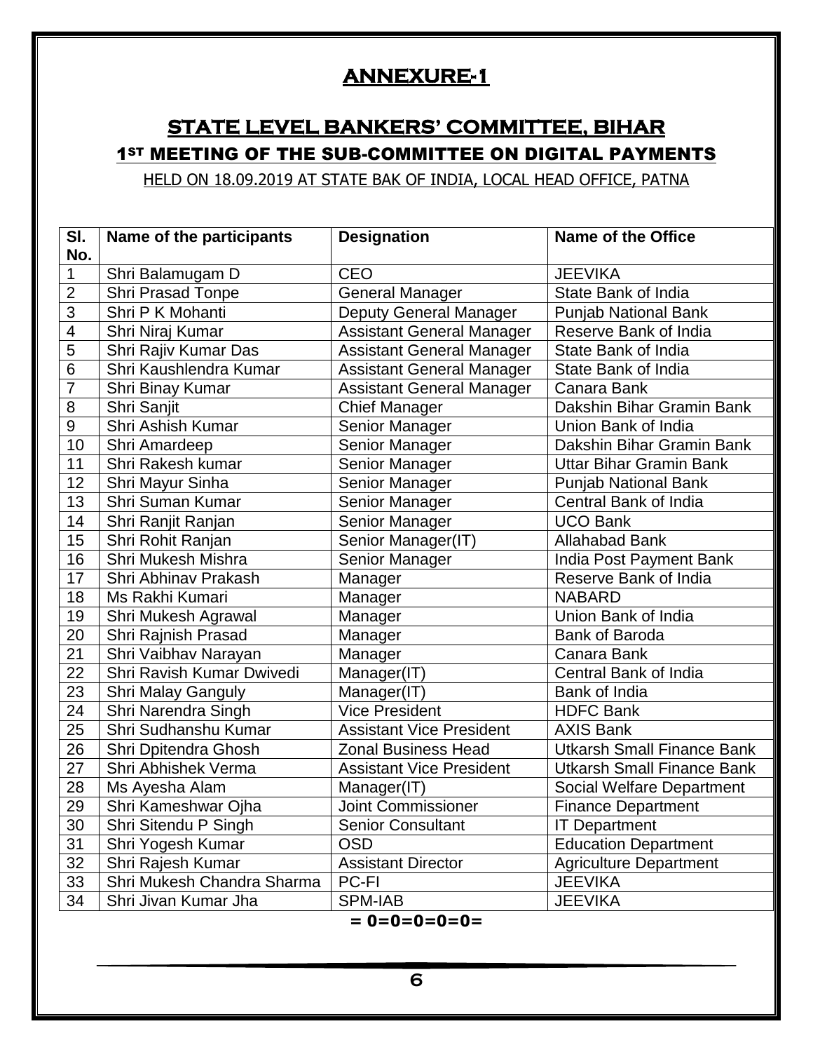# ANNEXURE-1

## STATE LEVEL BANKERS' COMMITTEE, BIHAR

### 1ST MEETING OF THE SUB-COMMITTEE ON DIGITAL PAYMENTS

HELD ON 18.09.2019 AT STATE BAK OF INDIA, LOCAL HEAD OFFICE, PATNA

| Sl. No. | Name of the participants | Designation | Name of the Office |
|---|---|---|---|
| 1 | Shri Balamugam D | CEO | JEEVIKA |
| 2 | Shri Prasad Tonpe | General Manager | State Bank of India |
| 3 | Shri P K Mohanti | Deputy General Manager | Punjab National Bank |
| 4 | Shri Niraj Kumar | Assistant General Manager | Reserve Bank of India |
| 5 | Shri Rajiv Kumar Das | Assistant General Manager | State Bank of India |
| 6 | Shri Kaushlendra Kumar | Assistant General Manager | State Bank of India |
| 7 | Shri Binay Kumar | Assistant General Manager | Canara Bank |
| 8 | Shri Sanjit | Chief Manager | Dakshin Bihar Gramin Bank |
| 9 | Shri Ashish Kumar | Senior Manager | Union Bank of India |
| 10 | Shri Amardeep | Senior Manager | Dakshin Bihar Gramin Bank |
| 11 | Shri Rakesh kumar | Senior Manager | Uttar Bihar Gramin Bank |
| 12 | Shri Mayur Sinha | Senior Manager | Punjab National Bank |
| 13 | Shri Suman Kumar | Senior Manager | Central Bank of India |
| 14 | Shri Ranjit Ranjan | Senior Manager | UCO Bank |
| 15 | Shri Rohit Ranjan | Senior Manager(IT) | Allahabad Bank |
| 16 | Shri Mukesh Mishra | Senior Manager | India Post Payment Bank |
| 17 | Shri Abhinav Prakash | Manager | Reserve Bank of India |
| 18 | Ms Rakhi Kumari | Manager | NABARD |
| 19 | Shri Mukesh Agrawal | Manager | Union Bank of India |
| 20 | Shri Rajnish Prasad | Manager | Bank of Baroda |
| 21 | Shri Vaibhav Narayan | Manager | Canara Bank |
| 22 | Shri Ravish Kumar Dwivedi | Manager(IT) | Central Bank of India |
| 23 | Shri Malay Ganguly | Manager(IT) | Bank of India |
| 24 | Shri Narendra Singh | Vice President | HDFC Bank |
| 25 | Shri Sudhanshu Kumar | Assistant Vice President | AXIS Bank |
| 26 | Shri Dpitendra Ghosh | Zonal Business Head | Utkarsh Small Finance Bank |
| 27 | Shri Abhishek Verma | Assistant Vice President | Utkarsh Small Finance Bank |
| 28 | Ms Ayesha Alam | Manager(IT) | Social Welfare Department |
| 29 | Shri Kameshwar Ojha | Joint Commissioner | Finance Department |
| 30 | Shri Sitendu P Singh | Senior Consultant | IT Department |
| 31 | Shri Yogesh Kumar | OSD | Education Department |
| 32 | Shri Rajesh Kumar | Assistant Director | Agriculture Department |
| 33 | Shri Mukesh Chandra Sharma | PC-FI | JEEVIKA |
| 34 | Shri Jivan Kumar Jha | SPM-IAB | JEEVIKA |

**= 0=0=0=0=0=**